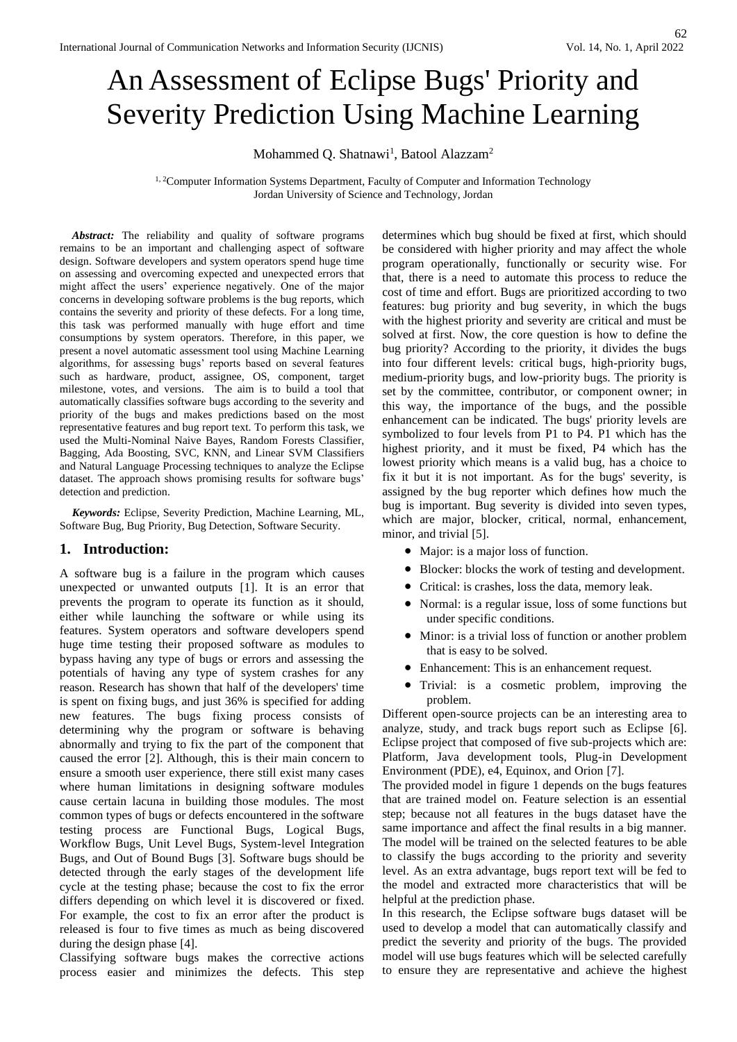# An Assessment of Eclipse Bugs' Priority and Severity Prediction Using Machine Learning

Mohammed Q. Shatnawi[1], Batool Alazzam[2]

[1, 2]Computer Information Systems Department, Faculty of Computer and Information Technology
Jordan University of Science and Technology, Jordan

***Abstract:*** The reliability and quality of software programs remains to be an important and challenging aspect of software design. Software developers and system operators spend huge time on assessing and overcoming expected and unexpected errors that might affect the users' experience negatively. One of the major concerns in developing software problems is the bug reports, which contains the severity and priority of these defects. For a long time, this task was performed manually with huge effort and time consumptions by system operators. Therefore, in this paper, we present a novel automatic assessment tool using Machine Learning algorithms, for assessing bugs' reports based on several features such as hardware, product, assignee, OS, component, target milestone, votes, and versions. The aim is to build a tool that automatically classifies software bugs according to the severity and priority of the bugs and makes predictions based on the most representative features and bug report text. To perform this task, we used the Multi-Nominal Naive Bayes, Random Forests Classifier, Bagging, Ada Boosting, SVC, KNN, and Linear SVM Classifiers and Natural Language Processing techniques to analyze the Eclipse dataset. The approach shows promising results for software bugs' detection and prediction.

***Keywords:*** Eclipse, Severity Prediction, Machine Learning, ML, Software Bug, Bug Priority, Bug Detection, Software Security.

## 1. Introduction:

A software bug is a failure in the program which causes unexpected or unwanted outputs [1]. It is an error that prevents the program to operate its function as it should, either while launching the software or while using its features. System operators and software developers spend huge time testing their proposed software as modules to bypass having any type of bugs or errors and assessing the potentials of having any type of system crashes for any reason. Research has shown that half of the developers' time is spent on fixing bugs, and just 36% is specified for adding new features. The bugs fixing process consists of determining why the program or software is behaving abnormally and trying to fix the part of the component that caused the error [2]. Although, this is their main concern to ensure a smooth user experience, there still exist many cases where human limitations in designing software modules cause certain lacuna in building those modules. The most common types of bugs or defects encountered in the software testing process are Functional Bugs, Logical Bugs, Workflow Bugs, Unit Level Bugs, System-level Integration Bugs, and Out of Bound Bugs [3]. Software bugs should be detected through the early stages of the development life cycle at the testing phase; because the cost to fix the error differs depending on which level it is discovered or fixed. For example, the cost to fix an error after the product is released is four to five times as much as being discovered during the design phase [4].

Classifying software bugs makes the corrective actions process easier and minimizes the defects. This step determines which bug should be fixed at first, which should be considered with higher priority and may affect the whole program operationally, functionally or security wise. For that, there is a need to automate this process to reduce the cost of time and effort. Bugs are prioritized according to two features: bug priority and bug severity, in which the bugs with the highest priority and severity are critical and must be solved at first. Now, the core question is how to define the bug priority? According to the priority, it divides the bugs into four different levels: critical bugs, high-priority bugs, medium-priority bugs, and low-priority bugs. The priority is set by the committee, contributor, or component owner; in this way, the importance of the bugs, and the possible enhancement can be indicated. The bugs' priority levels are symbolized to four levels from P1 to P4. P1 which has the highest priority, and it must be fixed, P4 which has the lowest priority which means is a valid bug, has a choice to fix it but it is not important. As for the bugs' severity, is assigned by the bug reporter which defines how much the bug is important. Bug severity is divided into seven types, which are major, blocker, critical, normal, enhancement, minor, and trivial [5].

- Major: is a major loss of function.
- Blocker: blocks the work of testing and development.
- Critical: is crashes, loss the data, memory leak.
- Normal: is a regular issue, loss of some functions but under specific conditions.
- Minor: is a trivial loss of function or another problem that is easy to be solved.
- Enhancement: This is an enhancement request.
- Trivial: is a cosmetic problem, improving the problem.

Different open-source projects can be an interesting area to analyze, study, and track bugs report such as Eclipse [6]. Eclipse project that composed of five sub-projects which are: Platform, Java development tools, Plug-in Development Environment (PDE), e4, Equinox, and Orion [7].

The provided model in figure 1 depends on the bugs features that are trained model on. Feature selection is an essential step; because not all features in the bugs dataset have the same importance and affect the final results in a big manner. The model will be trained on the selected features to be able to classify the bugs according to the priority and severity level. As an extra advantage, bugs report text will be fed to the model and extracted more characteristics that will be helpful at the prediction phase.

In this research, the Eclipse software bugs dataset will be used to develop a model that can automatically classify and predict the severity and priority of the bugs. The provided model will use bugs features which will be selected carefully to ensure they are representative and achieve the highest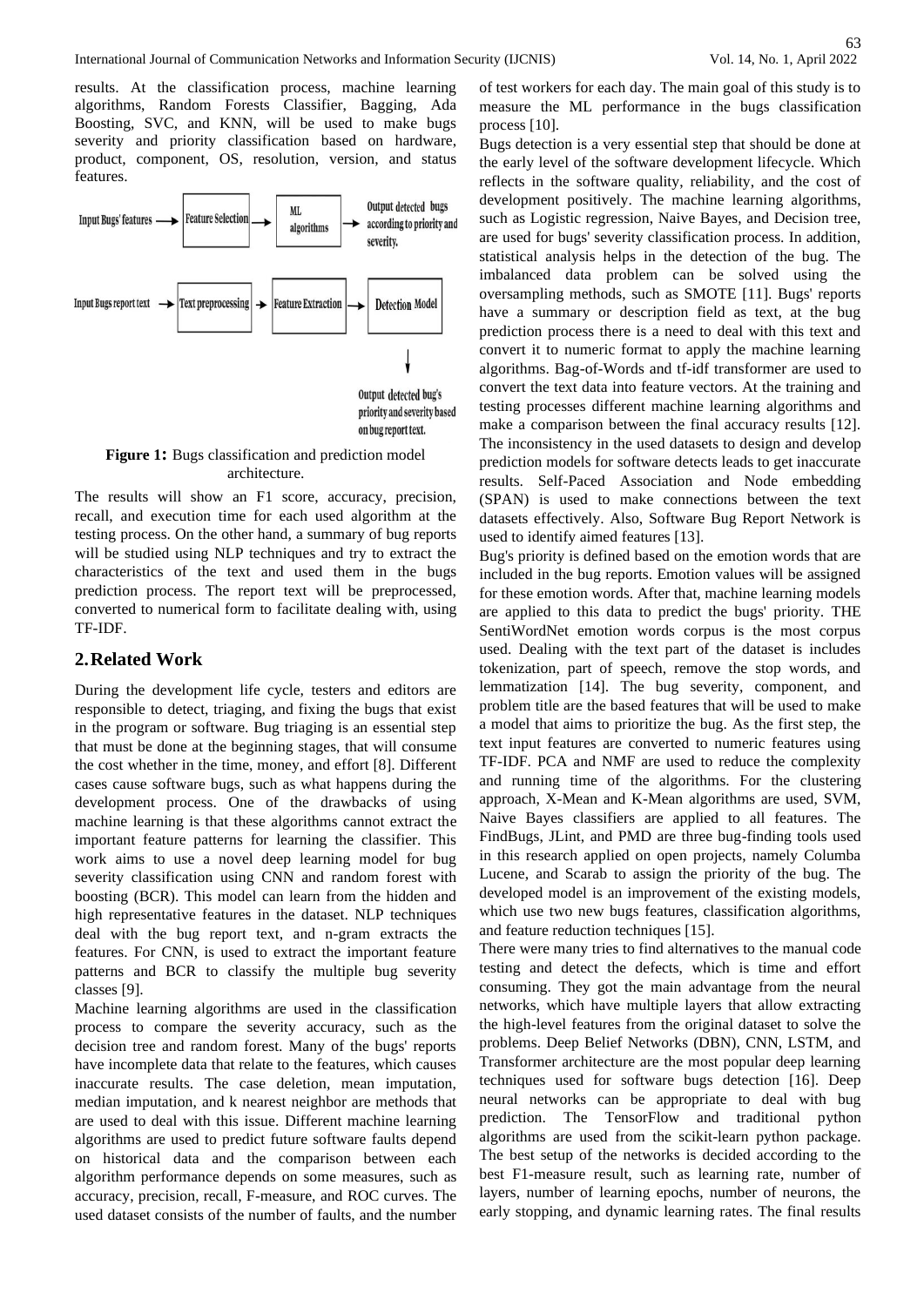results. At the classification process, machine learning algorithms, Random Forests Classifier, Bagging, Ada Boosting, SVC, and KNN, will be used to make bugs severity and priority classification based on hardware, product, component, OS, resolution, version, and status features.

**Figure 1:** Bugs classification and prediction model architecture.

The results will show an F1 score, accuracy, precision, recall, and execution time for each used algorithm at the testing process. On the other hand, a summary of bug reports will be studied using NLP techniques and try to extract the characteristics of the text and used them in the bugs prediction process. The report text will be preprocessed, converted to numerical form to facilitate dealing with, using TF-IDF.

## 2. Related Work

During the development life cycle, testers and editors are responsible to detect, triaging, and fixing the bugs that exist in the program or software. Bug triaging is an essential step that must be done at the beginning stages, that will consume the cost whether in the time, money, and effort [8]. Different cases cause software bugs, such as what happens during the development process. One of the drawbacks of using machine learning is that these algorithms cannot extract the important feature patterns for learning the classifier. This work aims to use a novel deep learning model for bug severity classification using CNN and random forest with boosting (BCR). This model can learn from the hidden and high representative features in the dataset. NLP techniques deal with the bug report text, and n-gram extracts the features. For CNN, is used to extract the important feature patterns and BCR to classify the multiple bug severity classes [9].

Machine learning algorithms are used in the classification process to compare the severity accuracy, such as the decision tree and random forest. Many of the bugs' reports have incomplete data that relate to the features, which causes inaccurate results. The case deletion, mean imputation, median imputation, and k nearest neighbor are methods that are used to deal with this issue. Different machine learning algorithms are used to predict future software faults depend on historical data and the comparison between each algorithm performance depends on some measures, such as accuracy, precision, recall, F-measure, and ROC curves. The used dataset consists of the number of faults, and the number of test workers for each day. The main goal of this study is to measure the ML performance in the bugs classification process [10].

Bugs detection is a very essential step that should be done at the early level of the software development lifecycle. Which reflects in the software quality, reliability, and the cost of development positively. The machine learning algorithms, such as Logistic regression, Naive Bayes, and Decision tree, are used for bugs' severity classification process. In addition, statistical analysis helps in the detection of the bug. The imbalanced data problem can be solved using the oversampling methods, such as SMOTE [11]. Bugs' reports have a summary or description field as text, at the bug prediction process there is a need to deal with this text and convert it to numeric format to apply the machine learning algorithms. Bag-of-Words and tf-idf transformer are used to convert the text data into feature vectors. At the training and testing processes different machine learning algorithms and make a comparison between the final accuracy results [12]. The inconsistency in the used datasets to design and develop prediction models for software detects leads to get inaccurate results. Self-Paced Association and Node embedding (SPAN) is used to make connections between the text datasets effectively. Also, Software Bug Report Network is used to identify aimed features [13].

Bug's priority is defined based on the emotion words that are included in the bug reports. Emotion values will be assigned for these emotion words. After that, machine learning models are applied to this data to predict the bugs' priority. THE SentiWordNet emotion words corpus is the most corpus used. Dealing with the text part of the dataset is includes tokenization, part of speech, remove the stop words, and lemmatization [14]. The bug severity, component, and problem title are the based features that will be used to make a model that aims to prioritize the bug. As the first step, the text input features are converted to numeric features using TF-IDF. PCA and NMF are used to reduce the complexity and running time of the algorithms. For the clustering approach, X-Mean and K-Mean algorithms are used, SVM, Naive Bayes classifiers are applied to all features. The FindBugs, JLint, and PMD are three bug-finding tools used in this research applied on open projects, namely Columba Lucene, and Scarab to assign the priority of the bug. The developed model is an improvement of the existing models, which use two new bugs features, classification algorithms, and feature reduction techniques [15].

There were many tries to find alternatives to the manual code testing and detect the defects, which is time and effort consuming. They got the main advantage from the neural networks, which have multiple layers that allow extracting the high-level features from the original dataset to solve the problems. Deep Belief Networks (DBN), CNN, LSTM, and Transformer architecture are the most popular deep learning techniques used for software bugs detection [16]. Deep neural networks can be appropriate to deal with bug prediction. The TensorFlow and traditional python algorithms are used from the scikit-learn python package. The best setup of the networks is decided according to the best F1-measure result, such as learning rate, number of layers, number of learning epochs, number of neurons, the early stopping, and dynamic learning rates. The final results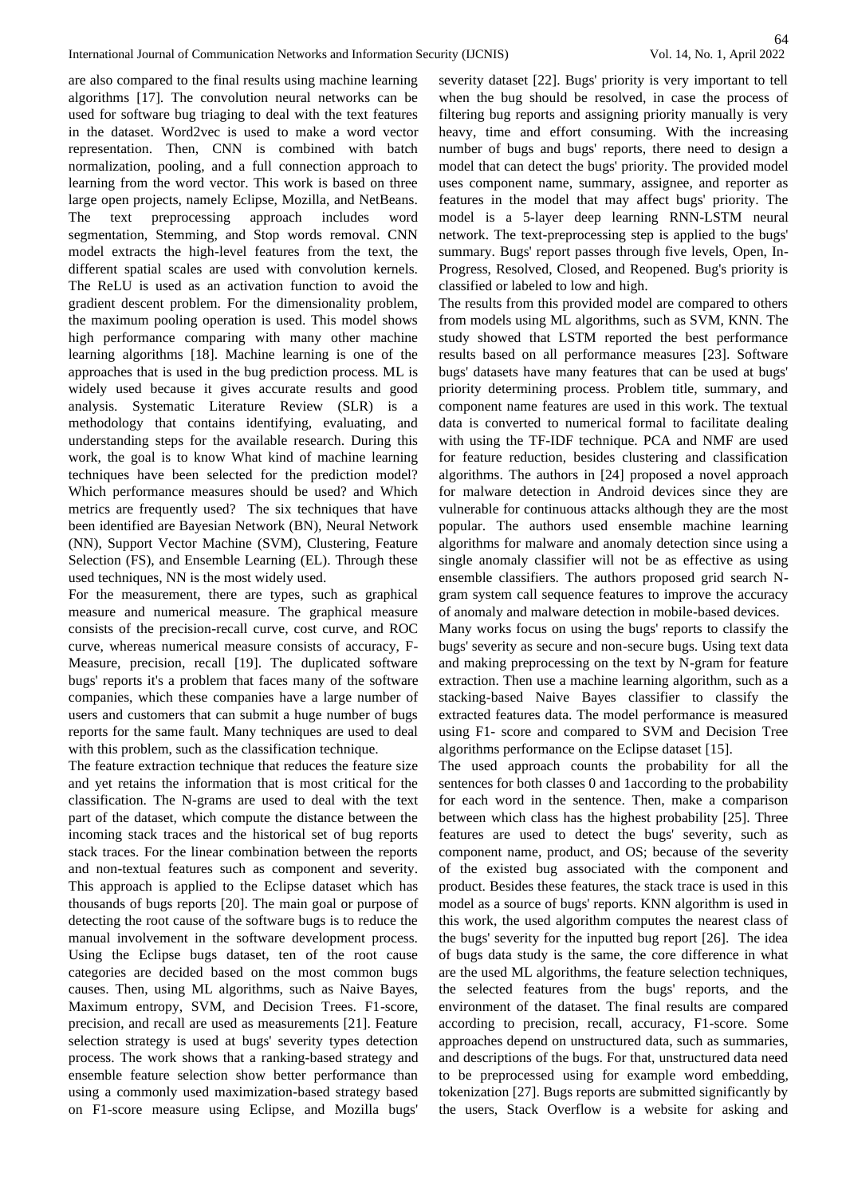are also compared to the final results using machine learning algorithms [17]. The convolution neural networks can be used for software bug triaging to deal with the text features in the dataset. Word2vec is used to make a word vector representation. Then, CNN is combined with batch normalization, pooling, and a full connection approach to learning from the word vector. This work is based on three large open projects, namely Eclipse, Mozilla, and NetBeans. The text preprocessing approach includes word segmentation, Stemming, and Stop words removal. CNN model extracts the high-level features from the text, the different spatial scales are used with convolution kernels. The ReLU is used as an activation function to avoid the gradient descent problem. For the dimensionality problem, the maximum pooling operation is used. This model shows high performance comparing with many other machine learning algorithms [18]. Machine learning is one of the approaches that is used in the bug prediction process. ML is widely used because it gives accurate results and good analysis. Systematic Literature Review (SLR) is a methodology that contains identifying, evaluating, and understanding steps for the available research. During this work, the goal is to know What kind of machine learning techniques have been selected for the prediction model? Which performance measures should be used? and Which metrics are frequently used? The six techniques that have been identified are Bayesian Network (BN), Neural Network (NN), Support Vector Machine (SVM), Clustering, Feature Selection (FS), and Ensemble Learning (EL). Through these used techniques, NN is the most widely used.

For the measurement, there are types, such as graphical measure and numerical measure. The graphical measure consists of the precision-recall curve, cost curve, and ROC curve, whereas numerical measure consists of accuracy, F-Measure, precision, recall [19]. The duplicated software bugs' reports it's a problem that faces many of the software companies, which these companies have a large number of users and customers that can submit a huge number of bugs reports for the same fault. Many techniques are used to deal with this problem, such as the classification technique.

The feature extraction technique that reduces the feature size and yet retains the information that is most critical for the classification. The N-grams are used to deal with the text part of the dataset, which compute the distance between the incoming stack traces and the historical set of bug reports stack traces. For the linear combination between the reports and non-textual features such as component and severity. This approach is applied to the Eclipse dataset which has thousands of bugs reports [20]. The main goal or purpose of detecting the root cause of the software bugs is to reduce the manual involvement in the software development process. Using the Eclipse bugs dataset, ten of the root cause categories are decided based on the most common bugs causes. Then, using ML algorithms, such as Naive Bayes, Maximum entropy, SVM, and Decision Trees. F1-score, precision, and recall are used as measurements [21]. Feature selection strategy is used at bugs' severity types detection process. The work shows that a ranking-based strategy and ensemble feature selection show better performance than using a commonly used maximization-based strategy based on F1-score measure using Eclipse, and Mozilla bugs' severity dataset [22]. Bugs' priority is very important to tell when the bug should be resolved, in case the process of filtering bug reports and assigning priority manually is very heavy, time and effort consuming. With the increasing number of bugs and bugs' reports, there need to design a model that can detect the bugs' priority. The provided model uses component name, summary, assignee, and reporter as features in the model that may affect bugs' priority. The model is a 5-layer deep learning RNN-LSTM neural network. The text-preprocessing step is applied to the bugs' summary. Bugs' report passes through five levels, Open, In-Progress, Resolved, Closed, and Reopened. Bug's priority is classified or labeled to low and high.

The results from this provided model are compared to others from models using ML algorithms, such as SVM, KNN. The study showed that LSTM reported the best performance results based on all performance measures [23]. Software bugs' datasets have many features that can be used at bugs' priority determining process. Problem title, summary, and component name features are used in this work. The textual data is converted to numerical formal to facilitate dealing with using the TF-IDF technique. PCA and NMF are used for feature reduction, besides clustering and classification algorithms. The authors in [24] proposed a novel approach for malware detection in Android devices since they are vulnerable for continuous attacks although they are the most popular. The authors used ensemble machine learning algorithms for malware and anomaly detection since using a single anomaly classifier will not be as effective as using ensemble classifiers. The authors proposed grid search N-gram system call sequence features to improve the accuracy of anomaly and malware detection in mobile-based devices.

Many works focus on using the bugs' reports to classify the bugs' severity as secure and non-secure bugs. Using text data and making preprocessing on the text by N-gram for feature extraction. Then use a machine learning algorithm, such as a stacking-based Naive Bayes classifier to classify the extracted features data. The model performance is measured using F1- score and compared to SVM and Decision Tree algorithms performance on the Eclipse dataset [15].

The used approach counts the probability for all the sentences for both classes 0 and 1according to the probability for each word in the sentence. Then, make a comparison between which class has the highest probability [25]. Three features are used to detect the bugs' severity, such as component name, product, and OS; because of the severity of the existed bug associated with the component and product. Besides these features, the stack trace is used in this model as a source of bugs' reports. KNN algorithm is used in this work, the used algorithm computes the nearest class of the bugs' severity for the inputted bug report [26]. The idea of bugs data study is the same, the core difference in what are the used ML algorithms, the feature selection techniques, the selected features from the bugs' reports, and the environment of the dataset. The final results are compared according to precision, recall, accuracy, F1-score. Some approaches depend on unstructured data, such as summaries, and descriptions of the bugs. For that, unstructured data need to be preprocessed using for example word embedding, tokenization [27]. Bugs reports are submitted significantly by the users, Stack Overflow is a website for asking and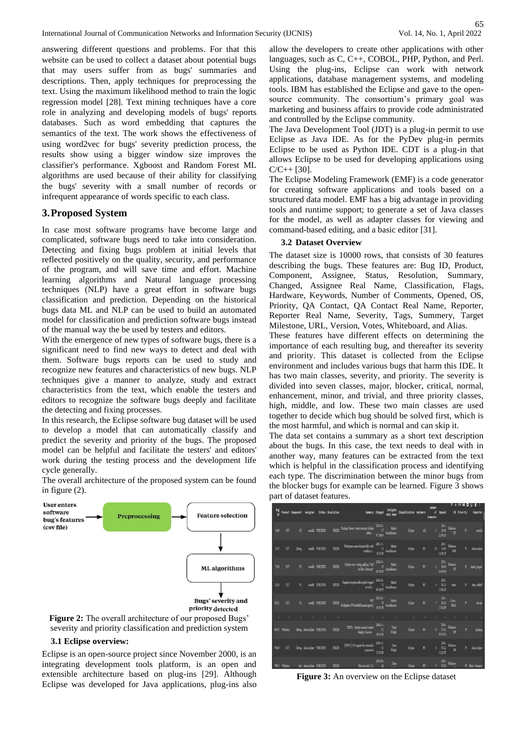answering different questions and problems. For that this website can be used to collect a dataset about potential bugs that may users suffer from as bugs' summaries and descriptions. Then, apply techniques for preprocessing the text. Using the maximum likelihood method to train the logic regression model [28]. Text mining techniques have a core role in analyzing and developing models of bugs' reports databases. Such as word embedding that captures the semantics of the text. The work shows the effectiveness of using word2vec for bugs' severity prediction process, the results show using a bigger window size improves the classifier's performance. Xgboost and Random Forest ML algorithms are used because of their ability for classifying the bugs' severity with a small number of records or infrequent appearance of words specific to each class.

## 3. Proposed System

In case most software programs have become large and complicated, software bugs need to take into consideration. Detecting and fixing bugs problem at initial levels that reflected positively on the quality, security, and performance of the program, and will save time and effort. Machine learning algorithms and Natural language processing techniques (NLP) have a great effort in software bugs classification and prediction. Depending on the historical bugs data ML and NLP can be used to build an automated model for classification and prediction software bugs instead of the manual way the be used by testers and editors.

With the emergence of new types of software bugs, there is a significant need to find new ways to detect and deal with them. Software bugs reports can be used to study and recognize new features and characteristics of new bugs. NLP techniques give a manner to analyze, study and extract characteristics from the text, which enable the testers and editors to recognize the software bugs deeply and facilitate the detecting and fixing processes.

In this research, the Eclipse software bug dataset will be used to develop a model that can automatically classify and predict the severity and priority of the bugs. The proposed model can be helpful and facilitate the testers' and editors' work during the testing process and the development life cycle generally.

The overall architecture of the proposed system can be found in figure (2).

User enters software bug's features (csv file) → Preprocessing → Feature selection → ML algorithms → Bugs' severity and priority detected

**Figure 2:** The overall architecture of our proposed Bugs' severity and priority classification and prediction system

### 3.1 Eclipse overview:

Eclipse is an open-source project since November 2000, is an integrating development tools platform, is an open and extensible architecture based on plug-ins [29]. Although Eclipse was developed for Java applications, plug-ins also allow the developers to create other applications with other languages, such as C, C++, COBOL, PHP, Python, and Perl. Using the plug-ins, Eclipse can work with network applications, database management systems, and modeling tools. IBM has established the Eclipse and gave to the open-source community. The consortium's primary goal was marketing and business affairs to provide code administrated and controlled by the Eclipse community.

The Java Development Tool (JDT) is a plug-in permit to use Eclipse as Java IDE. As for the PyDev plug-in permits Eclipse to be used as Python IDE. CDT is a plug-in that allows Eclipse to be used for developing applications using C/C++ [30].

The Eclipse Modeling Framework (EMF) is a code generator for creating software applications and tools based on a structured data model. EMF has a big advantage in providing tools and runtime support; to generate a set of Java classes for the model, as well as adapter classes for viewing and command-based editing, and a basic editor [31].

### 3.2 Dataset Overview

The dataset size is 10000 rows, that consists of 30 features describing the bugs. These features are: Bug ID, Product, Component, Assignee, Status, Resolution, Summary, Changed, Assignee Real Name, Classification, Flags, Hardware, Keywords, Number of Comments, Opened, OS, Priority, QA Contact, QA Contact Real Name, Reporter, Reporter Real Name, Severity, Tags, Summery, Target Milestone, URL, Version, Votes, Whiteboard, and Alias.

These features have different effects on determining the importance of each resulting bug, and thereafter its severity and priority. This dataset is collected from the Eclipse environment and includes various bugs that harm this IDE. It has two main classes, severity, and priority. The severity is divided into seven classes, major, blocker, critical, normal, enhancement, minor, and trivial, and three priority classes, high, middle, and low. These two main classes are used together to decide which bug should be solved first, which is the most harmful, and which is normal and can skip it.

The data set contains a summary as a short text description about the bugs. In this case, the text needs to deal with in another way, many features can be extracted from the text which is helpful in the classification process and identifying each type. The discrimination between the minor bugs from the blocker bugs for example can be learned. Figure 3 shows part of dataset features.

| Bug ID | Product | Component | Assignee | Status | Resolution | Summary | Changed | Assignee Real Name | Classification | Hardware | Number of Comments | Opened | OS | Priority | Reporter |
|---|---|---|---|---|---|---|---|---|---|---|---|---|---|---|---|
| 3630 | JDT | UI | sandkk | VERIFIED | FIXED | Package Viewer: order resource folders before... | 2002-01-17 07:28:04 | Martin Aeschlimann | Eclipse | All | 3 | 2001-10-10 22:50:24 | Windows NT | P1 | sandkk |
| 9315 | JDT | Debug | sandkk | VERIFIED | FIXED | Workspace source locator fails with multiple p... | 2001-11-13 16:18:09 | Martin Aeschlimann | Eclipse | PC | 10 | 2001-10-10 20:41:25 | Windows 2000 | P1 | darin.eclipse |
| 7529 | JDT | UI | sandkk | VERIFIED | FIXED | Outline view: wrong spelling "Add Jav Doc Comment" | 2002-01-17 05:56:58 | Martin Aeschlimann | Eclipse | PC | 2 | 2001-10-08 02:00:00 | Windows NT | P1 | daniel_megert |
| 8224 | JDT | UI | sandkk | VERIFIED | FIXED | Organize imports adds explicit import to witch... | 2002-02-13 08:38:55 | Martin Aeschlimann | Eclipse | PC | 4 | 2002-01-23 13:42:30 | other | P1 | tmat_radloff |
| 12031 | JDT | UI | sandkk | VERIFIED | FIXED | NPE buildpaths.CPVariableElement.equals() | 2002-04-26 20:03:39 | Martin Aeschlimann | Eclipse | PC | 5 | 2002-03-24 17:12:40 | Linux-Motif | P1 | mrwan |
| ... | ... | ... | ... | ... | ... | ... | ... | ... | ... | ... | ... | ... | ... | ... | ... |
| 69933 | Platform | Debug | darin.eclipse | VERIFIED | FIXED | JDK5 – System console cannot display Unicode... | 2004-11-01 16:14:04 | Darin Wright | Eclipse | PC | 11 | 2004-07-12 09:35:50 | Windows XP | P3 | nj.huang |
| 70629 | JDT | Debug | darin.eclipse | VERIFIED | FIXED | [JSR 5] [1] support for extensible connection | 2004-11-03 15:55:09 | Darin Wright | Eclipse | PC | 6 | 2004-07-22 15:25:50 | Windows XP | P3 | darin.eclipse |
| 70841 | Platform | Ant | darin.eclipse | VERIFIED | FIXED | Move to Ant 1.6.2 | 2005-04-26 | Darin ... | Eclipse | PC | 9 | 2004-07-26 | Windows ... | P3 | Darin Swanson |

**Figure 3:** An overview on the Eclipse dataset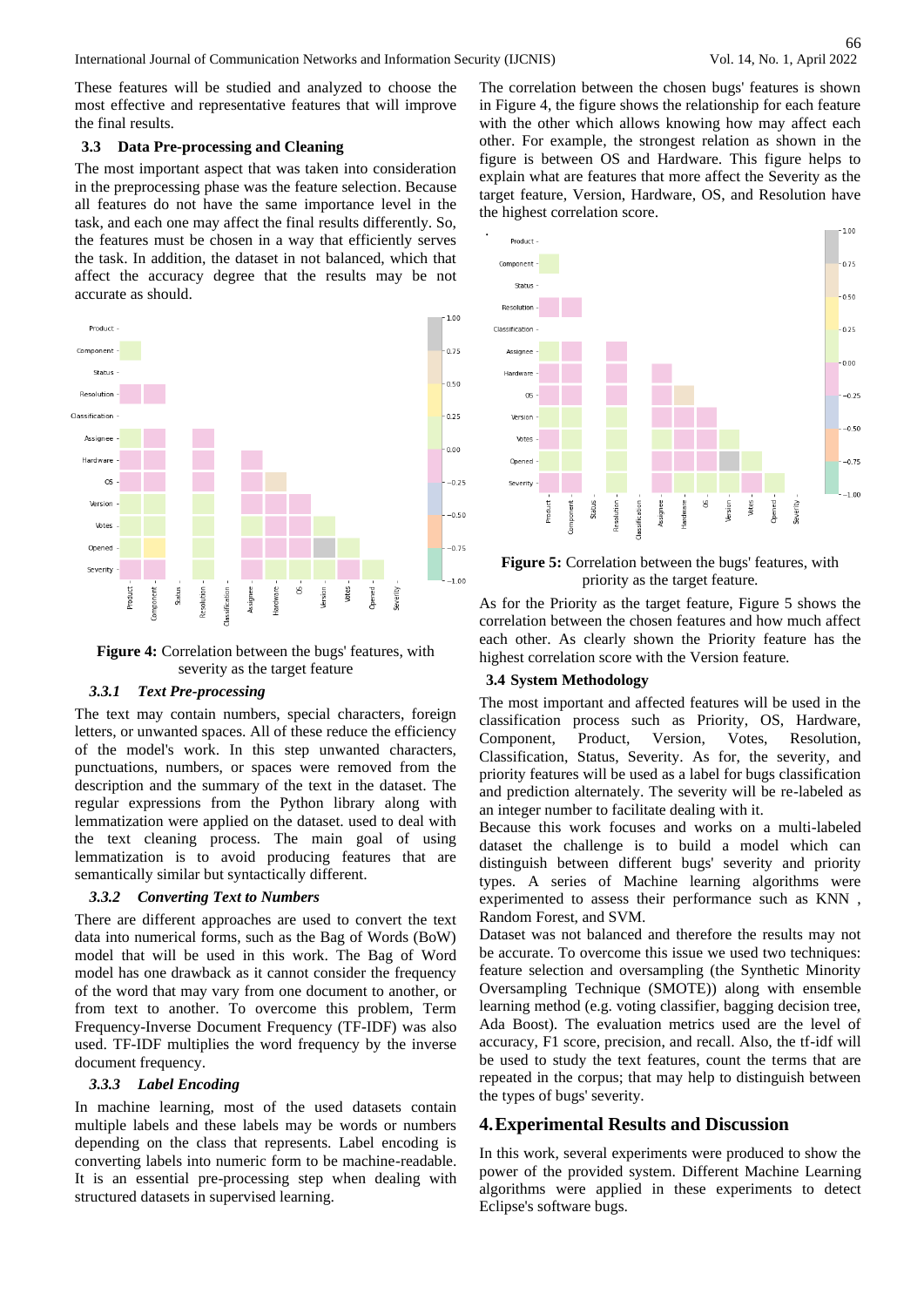These features will be studied and analyzed to choose the most effective and representative features that will improve the final results.

### 3.3 Data Pre-processing and Cleaning

The most important aspect that was taken into consideration in the preprocessing phase was the feature selection. Because all features do not have the same importance level in the task, and each one may affect the final results differently. So, the features must be chosen in a way that efficiently serves the task. In addition, the dataset in not balanced, which that affect the accuracy degree that the results may be not accurate as should.

**Figure 4:** Correlation between the bugs' features, with severity as the target feature

#### *3.3.1 Text Pre-processing*

The text may contain numbers, special characters, foreign letters, or unwanted spaces. All of these reduce the efficiency of the model's work. In this step unwanted characters, punctuations, numbers, or spaces were removed from the description and the summary of the text in the dataset. The regular expressions from the Python library along with lemmatization were applied on the dataset. used to deal with the text cleaning process. The main goal of using lemmatization is to avoid producing features that are semantically similar but syntactically different.

#### *3.3.2 Converting Text to Numbers*

There are different approaches are used to convert the text data into numerical forms, such as the Bag of Words (BoW) model that will be used in this work. The Bag of Word model has one drawback as it cannot consider the frequency of the word that may vary from one document to another, or from text to another. To overcome this problem, Term Frequency-Inverse Document Frequency (TF-IDF) was also used. TF-IDF multiplies the word frequency by the inverse document frequency.

#### *3.3.3 Label Encoding*

In machine learning, most of the used datasets contain multiple labels and these labels may be words or numbers depending on the class that represents. Label encoding is converting labels into numeric form to be machine-readable. It is an essential pre-processing step when dealing with structured datasets in supervised learning.

The correlation between the chosen bugs' features is shown in Figure 4, the figure shows the relationship for each feature with the other which allows knowing how may affect each other. For example, the strongest relation as shown in the figure is between OS and Hardware. This figure helps to explain what are features that more affect the Severity as the target feature, Version, Hardware, OS, and Resolution have the highest correlation score.

**Figure 5:** Correlation between the bugs' features, with priority as the target feature.

As for the Priority as the target feature, Figure 5 shows the correlation between the chosen features and how much affect each other. As clearly shown the Priority feature has the highest correlation score with the Version feature.

### 3.4 System Methodology

The most important and affected features will be used in the classification process such as Priority, OS, Hardware, Component, Product, Version, Votes, Resolution, Classification, Status, Severity. As for, the severity, and priority features will be used as a label for bugs classification and prediction alternately. The severity will be re-labeled as an integer number to facilitate dealing with it.

Because this work focuses and works on a multi-labeled dataset the challenge is to build a model which can distinguish between different bugs' severity and priority types. A series of Machine learning algorithms were experimented to assess their performance such as KNN , Random Forest, and SVM.

Dataset was not balanced and therefore the results may not be accurate. To overcome this issue we used two techniques: feature selection and oversampling (the Synthetic Minority Oversampling Technique (SMOTE)) along with ensemble learning method (e.g. voting classifier, bagging decision tree, Ada Boost). The evaluation metrics used are the level of accuracy, F1 score, precision, and recall. Also, the tf-idf will be used to study the text features, count the terms that are repeated in the corpus; that may help to distinguish between the types of bugs' severity.

## 4. Experimental Results and Discussion

In this work, several experiments were produced to show the power of the provided system. Different Machine Learning algorithms were applied in these experiments to detect Eclipse's software bugs.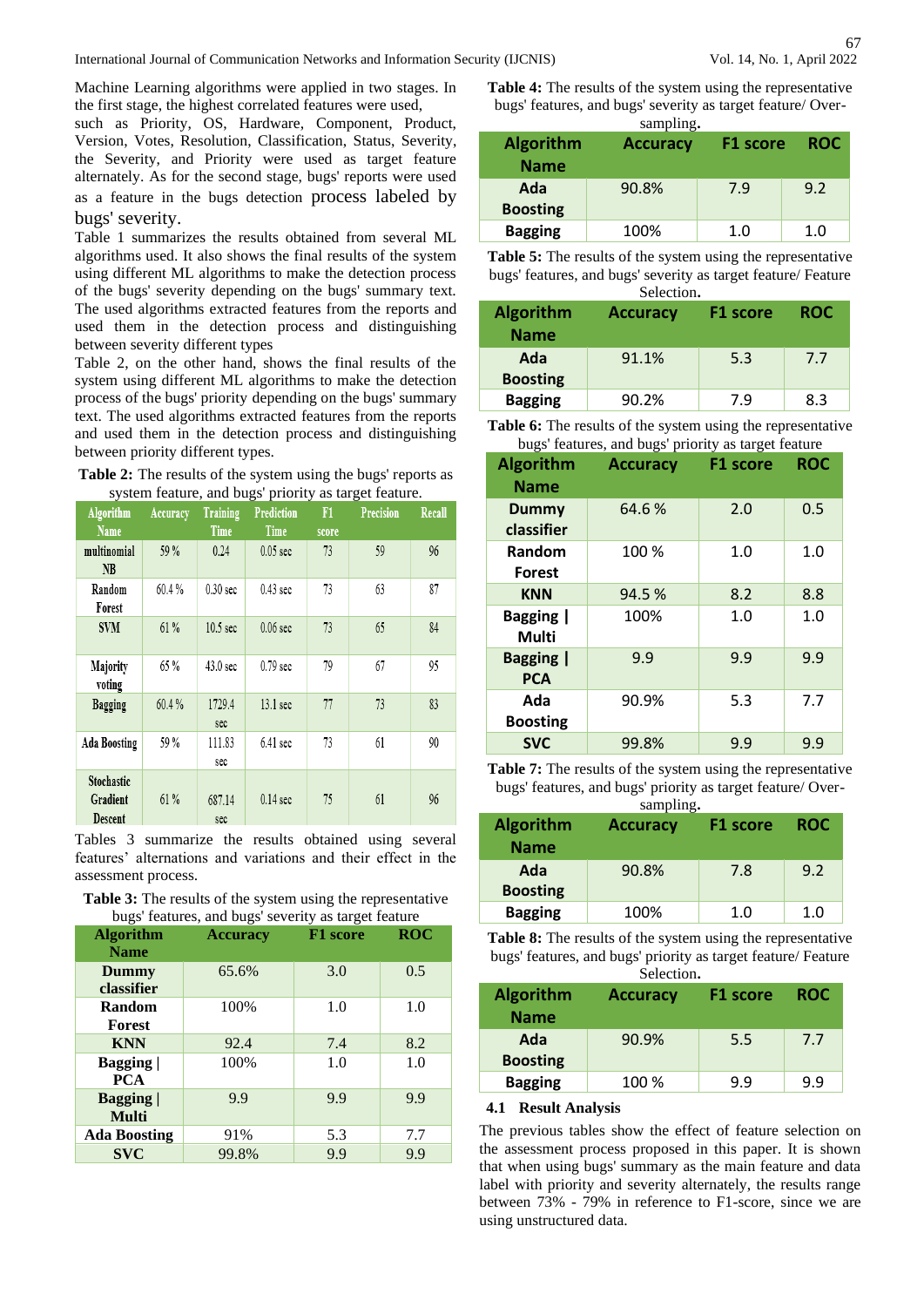Machine Learning algorithms were applied in two stages. In the first stage, the highest correlated features were used, such as Priority, OS, Hardware, Component, Product, Version, Votes, Resolution, Classification, Status, Severity, the Severity, and Priority were used as target feature alternately. As for the second stage, bugs' reports were used as a feature in the bugs detection process labeled by bugs' severity.

Table 1 summarizes the results obtained from several ML algorithms used. It also shows the final results of the system using different ML algorithms to make the detection process of the bugs' severity depending on the bugs' summary text. The used algorithms extracted features from the reports and used them in the detection process and distinguishing between severity different types

Table 2, on the other hand, shows the final results of the system using different ML algorithms to make the detection process of the bugs' priority depending on the bugs' summary text. The used algorithms extracted features from the reports and used them in the detection process and distinguishing between priority different types.

**Table 2:** The results of the system using the bugs' reports as system feature, and bugs' priority as target feature.

| Algorithm Name | Accuracy | Training Time | Prediction Time | F1 score | Precision | Recall |
|---|---|---|---|---|---|---|
| multinomial NB | 59 % | 0.24 | 0.05 sec | 73 | 59 | 96 |
| Random Forest | 60.4 % | 0.30 sec | 0.43 sec | 73 | 63 | 87 |
| SVM | 61 % | 10.5 sec | 0.06 sec | 73 | 65 | 84 |
| Majority voting | 65 % | 43.0 sec | 0.79 sec | 79 | 67 | 95 |
| Bagging | 60.4 % | 1729.4 sec | 13.1 sec | 77 | 73 | 83 |
| Ada Boosting | 59 % | 111.83 sec | 6.41 sec | 73 | 61 | 90 |
| Stochastic Gradient Descent | 61 % | 687.14 sec | 0.14 sec | 75 | 61 | 96 |

Tables 3 summarize the results obtained using several features' alternations and variations and their effect in the assessment process.

**Table 3:** The results of the system using the representative bugs' features, and bugs' severity as target feature

| Algorithm Name | Accuracy | F1 score | ROC |
|---|---|---|---|
| Dummy classifier | 65.6% | 3.0 | 0.5 |
| Random Forest | 100% | 1.0 | 1.0 |
| KNN | 92.4 | 7.4 | 8.2 |
| Bagging \| PCA | 100% | 1.0 | 1.0 |
| Bagging \| Multi | 9.9 | 9.9 | 9.9 |
| Ada Boosting | 91% | 5.3 | 7.7 |
| SVC | 99.8% | 9.9 | 9.9 |

**Table 4:** The results of the system using the representative bugs' features, and bugs' severity as target feature/ Over-sampling.

| Algorithm Name | Accuracy | F1 score | ROC |
|---|---|---|---|
| Ada Boosting | 90.8% | 7.9 | 9.2 |
| Bagging | 100% | 1.0 | 1.0 |

**Table 5:** The results of the system using the representative bugs' features, and bugs' severity as target feature/ Feature Selection.

| Algorithm Name | Accuracy | F1 score | ROC |
|---|---|---|---|
| Ada Boosting | 91.1% | 5.3 | 7.7 |
| Bagging | 90.2% | 7.9 | 8.3 |

**Table 6:** The results of the system using the representative bugs' features, and bugs' priority as target feature

| Algorithm Name | Accuracy | F1 score | ROC |
|---|---|---|---|
| Dummy classifier | 64.6 % | 2.0 | 0.5 |
| Random Forest | 100 % | 1.0 | 1.0 |
| KNN | 94.5 % | 8.2 | 8.8 |
| Bagging \| Multi | 100% | 1.0 | 1.0 |
| Bagging \| PCA | 9.9 | 9.9 | 9.9 |
| Ada Boosting | 90.9% | 5.3 | 7.7 |
| SVC | 99.8% | 9.9 | 9.9 |

**Table 7:** The results of the system using the representative bugs' features, and bugs' priority as target feature/ Over-sampling.

| Algorithm Name | Accuracy | F1 score | ROC |
|---|---|---|---|
| Ada Boosting | 90.8% | 7.8 | 9.2 |
| Bagging | 100% | 1.0 | 1.0 |

**Table 8:** The results of the system using the representative bugs' features, and bugs' priority as target feature/ Feature Selection.

| Algorithm Name | Accuracy | F1 score | ROC |
|---|---|---|---|
| Ada Boosting | 90.9% | 5.5 | 7.7 |
| Bagging | 100 % | 9.9 | 9.9 |

### 4.1 Result Analysis

The previous tables show the effect of feature selection on the assessment process proposed in this paper. It is shown that when using bugs' summary as the main feature and data label with priority and severity alternately, the results range between 73% - 79% in reference to F1-score, since we are using unstructured data.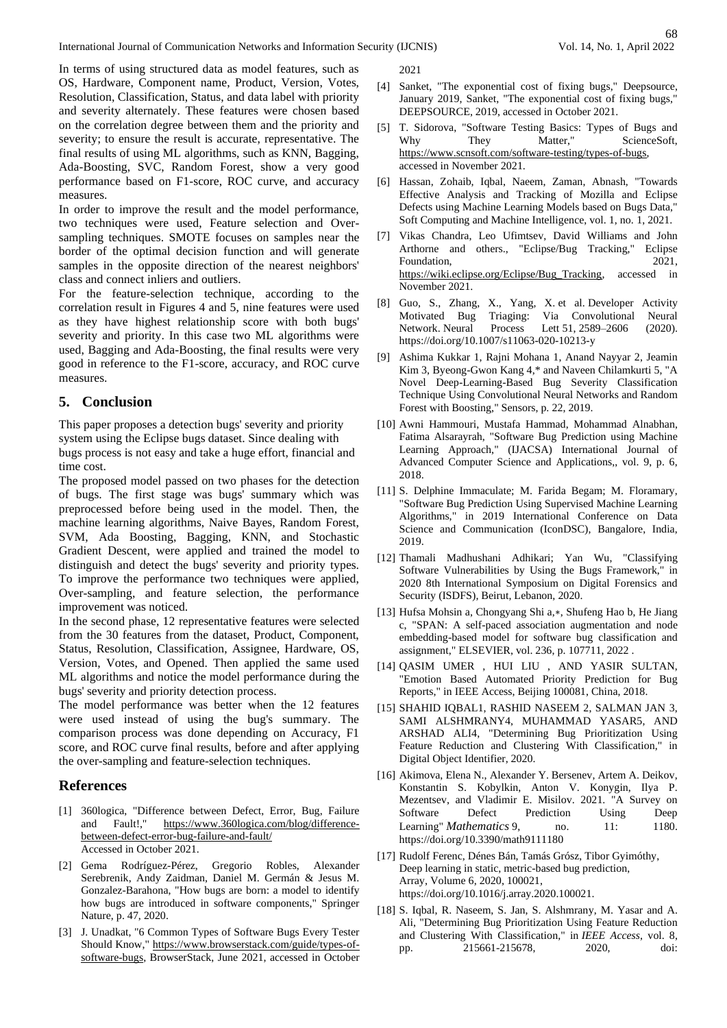In terms of using structured data as model features, such as OS, Hardware, Component name, Product, Version, Votes, Resolution, Classification, Status, and data label with priority and severity alternately. These features were chosen based on the correlation degree between them and the priority and severity; to ensure the result is accurate, representative. The final results of using ML algorithms, such as KNN, Bagging, Ada-Boosting, SVC, Random Forest, show a very good performance based on F1-score, ROC curve, and accuracy measures.

In order to improve the result and the model performance, two techniques were used, Feature selection and Over-sampling techniques. SMOTE focuses on samples near the border of the optimal decision function and will generate samples in the opposite direction of the nearest neighbors' class and connect inliers and outliers.

For the feature-selection technique, according to the correlation result in Figures 4 and 5, nine features were used as they have highest relationship score with both bugs' severity and priority. In this case two ML algorithms were used, Bagging and Ada-Boosting, the final results were very good in reference to the F1-score, accuracy, and ROC curve measures.

## 5. Conclusion

This paper proposes a detection bugs' severity and priority system using the Eclipse bugs dataset. Since dealing with bugs process is not easy and take a huge effort, financial and time cost.

The proposed model passed on two phases for the detection of bugs. The first stage was bugs' summary which was preprocessed before being used in the model. Then, the machine learning algorithms, Naive Bayes, Random Forest, SVM, Ada Boosting, Bagging, KNN, and Stochastic Gradient Descent, were applied and trained the model to distinguish and detect the bugs' severity and priority types. To improve the performance two techniques were applied, Over-sampling, and feature selection, the performance improvement was noticed.

In the second phase, 12 representative features were selected from the 30 features from the dataset, Product, Component, Status, Resolution, Classification, Assignee, Hardware, OS, Version, Votes, and Opened. Then applied the same used ML algorithms and notice the model performance during the bugs' severity and priority detection process.

The model performance was better when the 12 features were used instead of using the bug's summary. The comparison process was done depending on Accuracy, F1 score, and ROC curve final results, before and after applying the over-sampling and feature-selection techniques.

## References

[1] 360logica, "Difference between Defect, Error, Bug, Failure and Fault!," https://www.360logica.com/blog/difference-between-defect-error-bug-failure-and-fault/ Accessed in October 2021.

[2] Gema Rodríguez-Pérez, Gregorio Robles, Alexander Serebrenik, Andy Zaidman, Daniel M. Germán & Jesus M. Gonzalez-Barahona, "How bugs are born: a model to identify how bugs are introduced in software components," Springer Nature, p. 47, 2020.

[3] J. Unadkat, "6 Common Types of Software Bugs Every Tester Should Know," https://www.browserstack.com/guide/types-of-software-bugs, BrowserStack, June 2021, accessed in October 2021

[4] Sanket, "The exponential cost of fixing bugs," Deepsource, January 2019, Sanket, "The exponential cost of fixing bugs," DEEPSOURCE, 2019, accessed in October 2021.

[5] T. Sidorova, "Software Testing Basics: Types of Bugs and Why They Matter," ScienceSoft, https://www.scnsoft.com/software-testing/types-of-bugs, accessed in November 2021.

[6] Hassan, Zohaib, Iqbal, Naeem, Zaman, Abnash, "Towards Effective Analysis and Tracking of Mozilla and Eclipse Defects using Machine Learning Models based on Bugs Data," Soft Computing and Machine Intelligence, vol. 1, no. 1, 2021.

[7] Vikas Chandra, Leo Ufimtsev, David Williams and John Arthorne and others., "Eclipse/Bug Tracking," Eclipse Foundation, 2021, https://wiki.eclipse.org/Eclipse/Bug_Tracking, accessed in November 2021.

[8] Guo, S., Zhang, X., Yang, X. et al. Developer Activity Motivated Bug Triaging: Via Convolutional Neural Network. Neural Process Lett 51, 2589–2606 (2020). https://doi.org/10.1007/s11063-020-10213-y

[9] Ashima Kukkar 1, Rajni Mohana 1, Anand Nayyar 2, Jeamin Kim 3, Byeong-Gwon Kang 4,* and Naveen Chilamkurti 5, "A Novel Deep-Learning-Based Bug Severity Classification Technique Using Convolutional Neural Networks and Random Forest with Boosting," Sensors, p. 22, 2019.

[10] Awni Hammouri, Mustafa Hammad, Mohammad Alnabhan, Fatima Alsarayrah, "Software Bug Prediction using Machine Learning Approach," (IJACSA) International Journal of Advanced Computer Science and Applications,, vol. 9, p. 6, 2018.

[11] S. Delphine Immaculate; M. Farida Begam; M. Floramary, "Software Bug Prediction Using Supervised Machine Learning Algorithms," in 2019 International Conference on Data Science and Communication (IconDSC), Bangalore, India, 2019.

[12] Thamali Madhushani Adhikari; Yan Wu, "Classifying Software Vulnerabilities by Using the Bugs Framework," in 2020 8th International Symposium on Digital Forensics and Security (ISDFS), Beirut, Lebanon, 2020.

[13] Hufsa Mohsin a, Chongyang Shi a,∗, Shufeng Hao b, He Jiang c, "SPAN: A self-paced association augmentation and node embedding-based model for software bug classification and assignment," ELSEVIER, vol. 236, p. 107711, 2022 .

[14] QASIM UMER , HUI LIU , AND YASIR SULTAN, "Emotion Based Automated Priority Prediction for Bug Reports," in IEEE Access, Beijing 100081, China, 2018.

[15] SHAHID IQBAL1, RASHID NASEEM 2, SALMAN JAN 3, SAMI ALSHMRANY4, MUHAMMAD YASAR5, AND ARSHAD ALI4, "Determining Bug Prioritization Using Feature Reduction and Clustering With Classification," in Digital Object Identifier, 2020.

[16] Akimova, Elena N., Alexander Y. Bersenev, Artem A. Deikov, Konstantin S. Kobylkin, Anton V. Konygin, Ilya P. Mezentsev, and Vladimir E. Misilov. 2021. "A Survey on Software Defect Prediction Using Deep Learning" *Mathematics* 9, no. 11: 1180. https://doi.org/10.3390/math9111180

[17] Rudolf Ferenc, Dénes Bán, Tamás Grósz, Tibor Gyimóthy, Deep learning in static, metric-based bug prediction, Array, Volume 6, 2020, 100021, https://doi.org/10.1016/j.array.2020.100021.

[18] S. Iqbal, R. Naseem, S. Jan, S. Alshmrany, M. Yasar and A. Ali, "Determining Bug Prioritization Using Feature Reduction and Clustering With Classification," in *IEEE Access*, vol. 8, pp. 215661-215678, 2020, doi: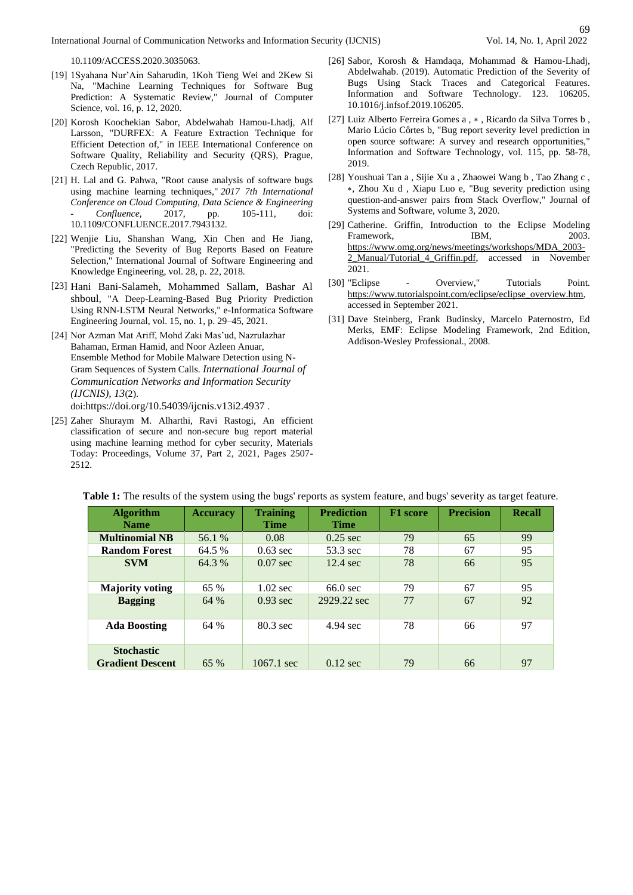10.1109/ACCESS.2020.3035063.

[19] 1Syahana Nur'Ain Saharudin, 1Koh Tieng Wei and 2Kew Si Na, "Machine Learning Techniques for Software Bug Prediction: A Systematic Review," Journal of Computer Science, vol. 16, p. 12, 2020.

[20] Korosh Koochekian Sabor, Abdelwahab Hamou-Lhadj, Alf Larsson, "DURFEX: A Feature Extraction Technique for Efficient Detection of," in IEEE International Conference on Software Quality, Reliability and Security (QRS), Prague, Czech Republic, 2017.

[21] H. Lal and G. Pahwa, "Root cause analysis of software bugs using machine learning techniques," *2017 7th International Conference on Cloud Computing, Data Science & Engineering - Confluence*, 2017, pp. 105-111, doi: 10.1109/CONFLUENCE.2017.7943132.

[22] Wenjie Liu, Shanshan Wang, Xin Chen and He Jiang, "Predicting the Severity of Bug Reports Based on Feature Selection," International Journal of Software Engineering and Knowledge Engineering, vol. 28, p. 22, 2018.

[23] Hani Bani-Salameh, Mohammed Sallam, Bashar Al shboul, "A Deep-Learning-Based Bug Priority Prediction Using RNN-LSTM Neural Networks," e-Informatica Software Engineering Journal, vol. 15, no. 1, p. 29–45, 2021.

[24] Nor Azman Mat Ariff, Mohd Zaki Mas'ud, Nazrulazhar Bahaman, Erman Hamid, and Noor Azleen Anuar, Ensemble Method for Mobile Malware Detection using N-Gram Sequences of System Calls. *International Journal of Communication Networks and Information Security (IJCNIS), 13*(2). doi:https://doi.org/10.54039/ijcnis.v13i2.4937 .

[25] Zaher Shuraym M. Alharthi, Ravi Rastogi, An efficient classification of secure and non-secure bug report material using machine learning method for cyber security, Materials Today: Proceedings, Volume 37, Part 2, 2021, Pages 2507-2512.

[26] Sabor, Korosh & Hamdaqa, Mohammad & Hamou-Lhadj, Abdelwahab. (2019). Automatic Prediction of the Severity of Bugs Using Stack Traces and Categorical Features. Information and Software Technology. 123. 106205. 10.1016/j.infsof.2019.106205.

[27] Luiz Alberto Ferreira Gomes a , ∗ , Ricardo da Silva Torres b , Mario Lúcio Côrtes b, "Bug report severity level prediction in open source software: A survey and research opportunities," Information and Software Technology, vol. 115, pp. 58-78, 2019.

[28] Youshuai Tan a , Sijie Xu a , Zhaowei Wang b , Tao Zhang c , ∗, Zhou Xu d , Xiapu Luo e, "Bug severity prediction using question-and-answer pairs from Stack Overflow," Journal of Systems and Software, volume 3, 2020.

[29] Catherine. Griffin, Introduction to the Eclipse Modeling Framework, IBM, 2003. https://www.omg.org/news/meetings/workshops/MDA_2003-2_Manual/Tutorial_4_Griffin.pdf, accessed in November 2021.

[30] "Eclipse - Overview," Tutorials Point. https://www.tutorialspoint.com/eclipse/eclipse_overview.htm, accessed in September 2021.

[31] Dave Steinberg, Frank Budinsky, Marcelo Paternostro, Ed Merks, EMF: Eclipse Modeling Framework, 2nd Edition, Addison-Wesley Professional., 2008.

**Table 1:** The results of the system using the bugs' reports as system feature, and bugs' severity as target feature.

| Algorithm Name | Accuracy | Training Time | Prediction Time | F1 score | Precision | Recall |
|---|---|---|---|---|---|---|
| **Multinomial NB** | 56.1 % | 0.08 | 0.25 sec | 79 | 65 | 99 |
| **Random Forest** | 64.5 % | 0.63 sec | 53.3 sec | 78 | 67 | 95 |
| **SVM** | 64.3 % | 0.07 sec | 12.4 sec | 78 | 66 | 95 |
| **Majority voting** | 65 % | 1.02 sec | 66.0 sec | 79 | 67 | 95 |
| **Bagging** | 64 % | 0.93 sec | 2929.22 sec | 77 | 67 | 92 |
| **Ada Boosting** | 64 % | 80.3 sec | 4.94 sec | 78 | 66 | 97 |
| **Stochastic Gradient Descent** | 65 % | 1067.1 sec | 0.12 sec | 79 | 66 | 97 |